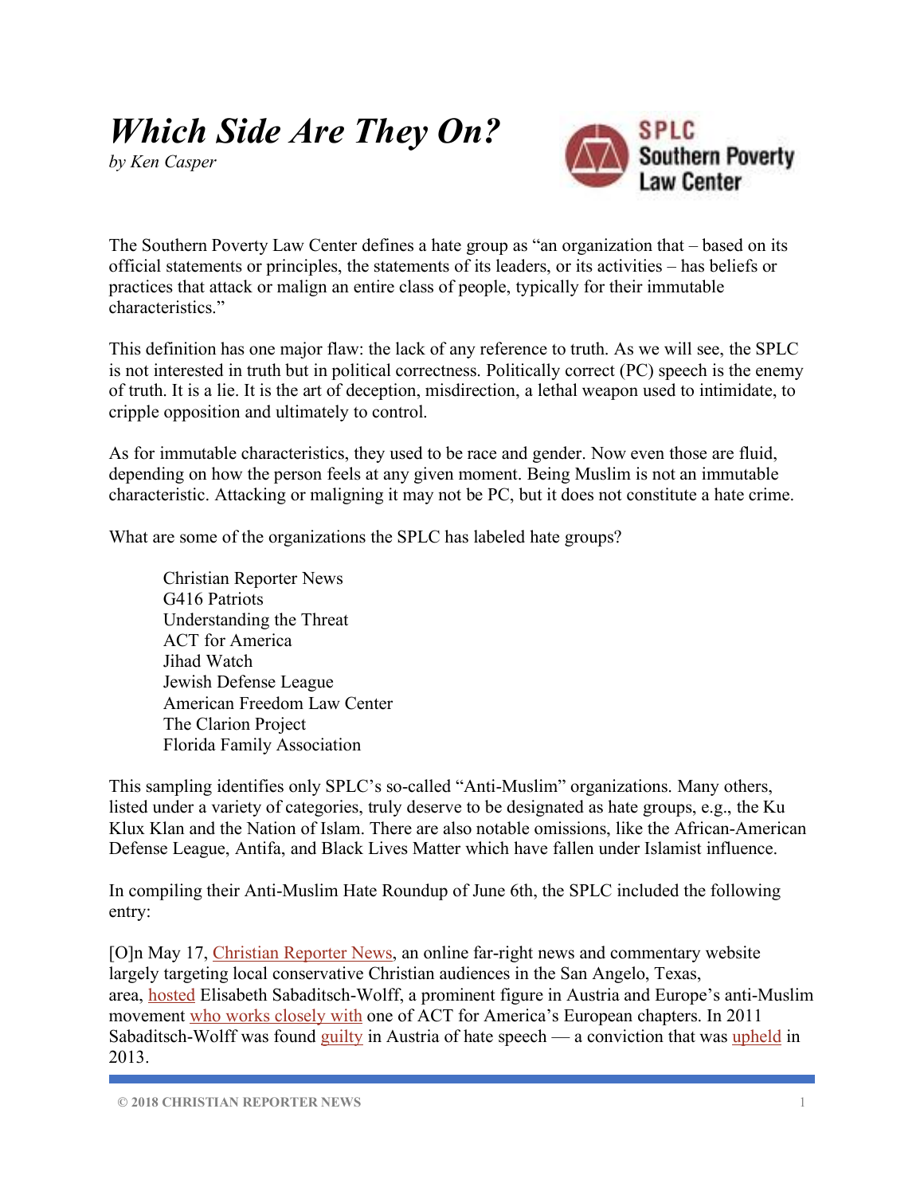# *Which Side Are They On?*

*by Ken Casper*

The Southern Poverty Law Center defines a hate group as "an organization that – based on its official statements or principles, the statements of its leaders, or its activities – has beliefs or practices that attack or malign an entire class of people, typically for their immutable characteristics."

This definition has one major flaw: the lack of any reference to truth. As we will see, the SPLC is not interested in truth but in political correctness. Politically correct (PC) speech is the enemy of truth. It is a lie. It is the art of deception, misdirection, a lethal weapon used to intimidate, to cripple opposition and ultimately to control.

As for immutable characteristics, they used to be race and gender. Now even those are fluid, depending on how the person feels at any given moment. Being Muslim is not an immutable characteristic. Attacking or maligning it may not be PC, but it does not constitute a hate crime.

What are some of the organizations the SPLC has labeled hate groups?

Christian Reporter News
G416 Patriots
Understanding the Threat
ACT for America
Jihad Watch
Jewish Defense League
American Freedom Law Center
The Clarion Project
Florida Family Association

This sampling identifies only SPLC's so-called "Anti-Muslim" organizations. Many others, listed under a variety of categories, truly deserve to be designated as hate groups, e.g., the Ku Klux Klan and the Nation of Islam. There are also notable omissions, like the African-American Defense League, Antifa, and Black Lives Matter which have fallen under Islamist influence.

In compiling their Anti-Muslim Hate Roundup of June 6th, the SPLC included the following entry:

[O]n May 17, Christian Reporter News, an online far-right news and commentary website largely targeting local conservative Christian audiences in the San Angelo, Texas, area, hosted Elisabeth Sabaditsch-Wolff, a prominent figure in Austria and Europe's anti-Muslim movement who works closely with one of ACT for America's European chapters. In 2011 Sabaditsch-Wolff was found guilty in Austria of hate speech — a conviction that was upheld in 2013.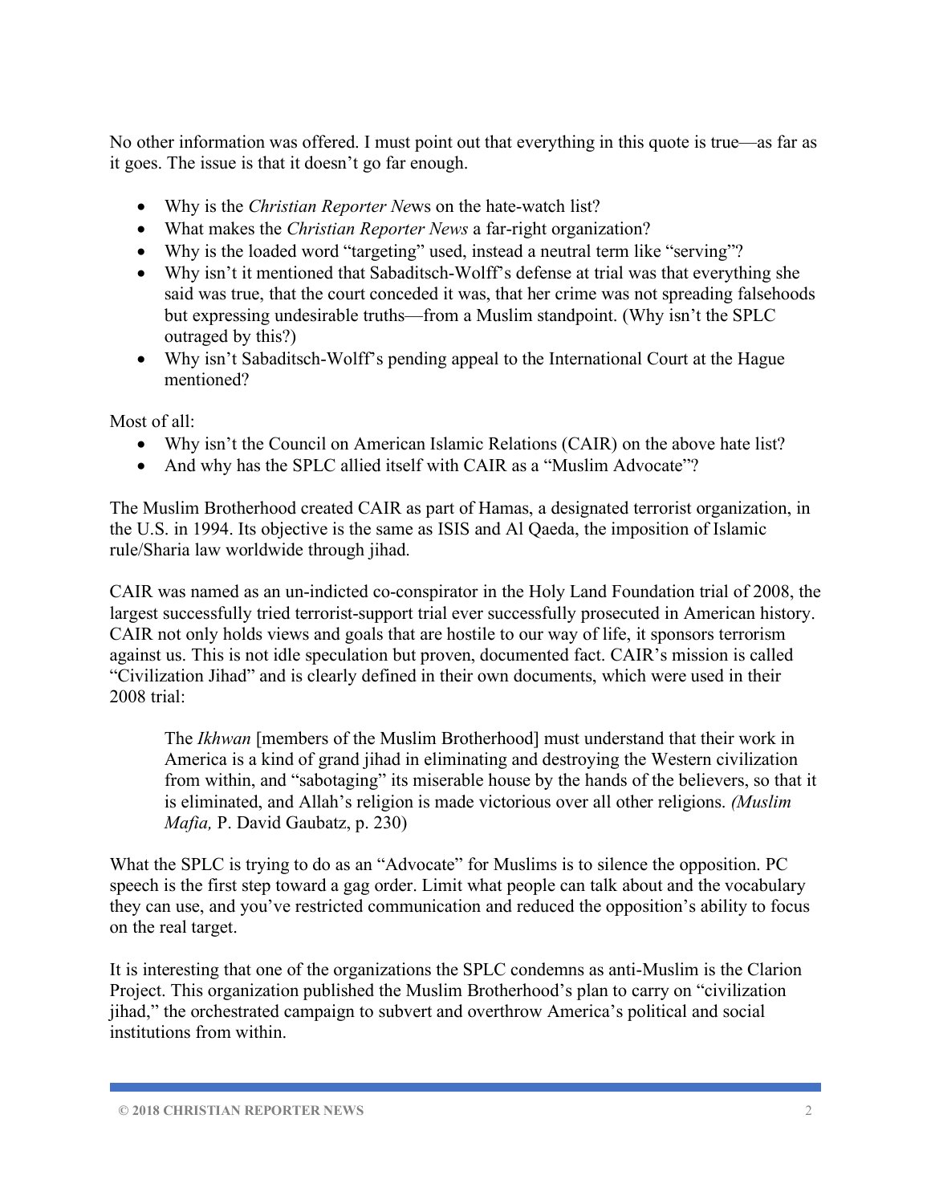No other information was offered. I must point out that everything in this quote is true—as far as it goes. The issue is that it doesn't go far enough.

- Why is the *Christian Reporter News* on the hate-watch list?
- What makes the *Christian Reporter News* a far-right organization?
- Why is the loaded word "targeting" used, instead a neutral term like "serving"?
- Why isn't it mentioned that Sabaditsch-Wolff's defense at trial was that everything she said was true, that the court conceded it was, that her crime was not spreading falsehoods but expressing undesirable truths—from a Muslim standpoint. (Why isn't the SPLC outraged by this?)
- Why isn't Sabaditsch-Wolff's pending appeal to the International Court at the Hague mentioned?

Most of all:

- Why isn't the Council on American Islamic Relations (CAIR) on the above hate list?
- And why has the SPLC allied itself with CAIR as a "Muslim Advocate"?

The Muslim Brotherhood created CAIR as part of Hamas, a designated terrorist organization, in the U.S. in 1994. Its objective is the same as ISIS and Al Qaeda, the imposition of Islamic rule/Sharia law worldwide through jihad.

CAIR was named as an un-indicted co-conspirator in the Holy Land Foundation trial of 2008, the largest successfully tried terrorist-support trial ever successfully prosecuted in American history. CAIR not only holds views and goals that are hostile to our way of life, it sponsors terrorism against us. This is not idle speculation but proven, documented fact. CAIR's mission is called "Civilization Jihad" and is clearly defined in their own documents, which were used in their 2008 trial:

> The *Ikhwan* [members of the Muslim Brotherhood] must understand that their work in America is a kind of grand jihad in eliminating and destroying the Western civilization from within, and "sabotaging" its miserable house by the hands of the believers, so that it is eliminated, and Allah's religion is made victorious over all other religions. *(Muslim Mafia,* P. David Gaubatz, p. 230)

What the SPLC is trying to do as an "Advocate" for Muslims is to silence the opposition. PC speech is the first step toward a gag order. Limit what people can talk about and the vocabulary they can use, and you've restricted communication and reduced the opposition's ability to focus on the real target.

It is interesting that one of the organizations the SPLC condemns as anti-Muslim is the Clarion Project. This organization published the Muslim Brotherhood's plan to carry on "civilization jihad," the orchestrated campaign to subvert and overthrow America's political and social institutions from within.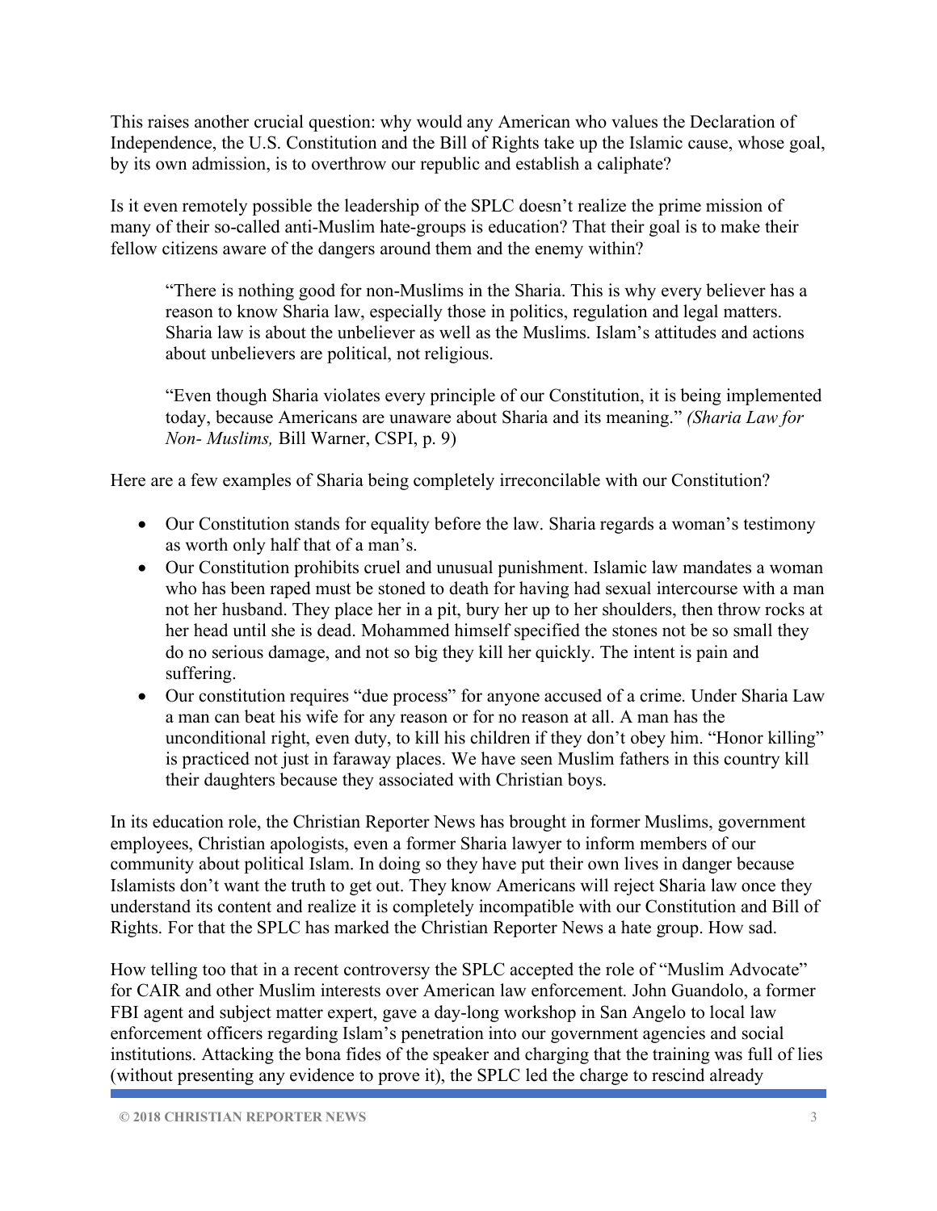This raises another crucial question: why would any American who values the Declaration of Independence, the U.S. Constitution and the Bill of Rights take up the Islamic cause, whose goal, by its own admission, is to overthrow our republic and establish a caliphate?

Is it even remotely possible the leadership of the SPLC doesn't realize the prime mission of many of their so-called anti-Muslim hate-groups is education? That their goal is to make their fellow citizens aware of the dangers around them and the enemy within?

> "There is nothing good for non-Muslims in the Sharia. This is why every believer has a reason to know Sharia law, especially those in politics, regulation and legal matters. Sharia law is about the unbeliever as well as the Muslims. Islam's attitudes and actions about unbelievers are political, not religious.
>
> "Even though Sharia violates every principle of our Constitution, it is being implemented today, because Americans are unaware about Sharia and its meaning." *(Sharia Law for Non- Muslims,* Bill Warner, CSPI, p. 9)

Here are a few examples of Sharia being completely irreconcilable with our Constitution?

- Our Constitution stands for equality before the law. Sharia regards a woman's testimony as worth only half that of a man's.
- Our Constitution prohibits cruel and unusual punishment. Islamic law mandates a woman who has been raped must be stoned to death for having had sexual intercourse with a man not her husband. They place her in a pit, bury her up to her shoulders, then throw rocks at her head until she is dead. Mohammed himself specified the stones not be so small they do no serious damage, and not so big they kill her quickly. The intent is pain and suffering.
- Our constitution requires "due process" for anyone accused of a crime. Under Sharia Law a man can beat his wife for any reason or for no reason at all. A man has the unconditional right, even duty, to kill his children if they don't obey him. "Honor killing" is practiced not just in faraway places. We have seen Muslim fathers in this country kill their daughters because they associated with Christian boys.

In its education role, the Christian Reporter News has brought in former Muslims, government employees, Christian apologists, even a former Sharia lawyer to inform members of our community about political Islam. In doing so they have put their own lives in danger because Islamists don't want the truth to get out. They know Americans will reject Sharia law once they understand its content and realize it is completely incompatible with our Constitution and Bill of Rights. For that the SPLC has marked the Christian Reporter News a hate group. How sad.

How telling too that in a recent controversy the SPLC accepted the role of "Muslim Advocate" for CAIR and other Muslim interests over American law enforcement. John Guandolo, a former FBI agent and subject matter expert, gave a day-long workshop in San Angelo to local law enforcement officers regarding Islam's penetration into our government agencies and social institutions. Attacking the bona fides of the speaker and charging that the training was full of lies (without presenting any evidence to prove it), the SPLC led the charge to rescind already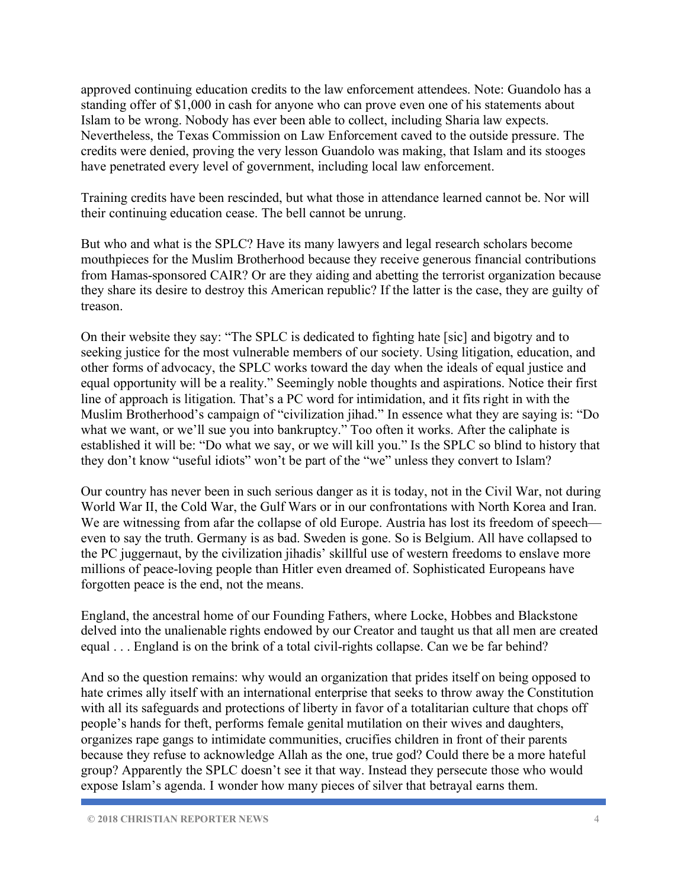approved continuing education credits to the law enforcement attendees. Note: Guandolo has a standing offer of $1,000 in cash for anyone who can prove even one of his statements about Islam to be wrong. Nobody has ever been able to collect, including Sharia law expects. Nevertheless, the Texas Commission on Law Enforcement caved to the outside pressure. The credits were denied, proving the very lesson Guandolo was making, that Islam and its stooges have penetrated every level of government, including local law enforcement.

Training credits have been rescinded, but what those in attendance learned cannot be. Nor will their continuing education cease. The bell cannot be unrung.

But who and what is the SPLC? Have its many lawyers and legal research scholars become mouthpieces for the Muslim Brotherhood because they receive generous financial contributions from Hamas-sponsored CAIR? Or are they aiding and abetting the terrorist organization because they share its desire to destroy this American republic? If the latter is the case, they are guilty of treason.

On their website they say: "The SPLC is dedicated to fighting hate [sic] and bigotry and to seeking justice for the most vulnerable members of our society. Using litigation, education, and other forms of advocacy, the SPLC works toward the day when the ideals of equal justice and equal opportunity will be a reality." Seemingly noble thoughts and aspirations. Notice their first line of approach is litigation. That's a PC word for intimidation, and it fits right in with the Muslim Brotherhood's campaign of "civilization jihad." In essence what they are saying is: "Do what we want, or we'll sue you into bankruptcy." Too often it works. After the caliphate is established it will be: "Do what we say, or we will kill you." Is the SPLC so blind to history that they don't know "useful idiots" won't be part of the "we" unless they convert to Islam?

Our country has never been in such serious danger as it is today, not in the Civil War, not during World War II, the Cold War, the Gulf Wars or in our confrontations with North Korea and Iran. We are witnessing from afar the collapse of old Europe. Austria has lost its freedom of speech—even to say the truth. Germany is as bad. Sweden is gone. So is Belgium. All have collapsed to the PC juggernaut, by the civilization jihadis' skillful use of western freedoms to enslave more millions of peace-loving people than Hitler even dreamed of. Sophisticated Europeans have forgotten peace is the end, not the means.

England, the ancestral home of our Founding Fathers, where Locke, Hobbes and Blackstone delved into the unalienable rights endowed by our Creator and taught us that all men are created equal . . . England is on the brink of a total civil-rights collapse. Can we be far behind?

And so the question remains: why would an organization that prides itself on being opposed to hate crimes ally itself with an international enterprise that seeks to throw away the Constitution with all its safeguards and protections of liberty in favor of a totalitarian culture that chops off people's hands for theft, performs female genital mutilation on their wives and daughters, organizes rape gangs to intimidate communities, crucifies children in front of their parents because they refuse to acknowledge Allah as the one, true god? Could there be a more hateful group? Apparently the SPLC doesn't see it that way. Instead they persecute those who would expose Islam's agenda. I wonder how many pieces of silver that betrayal earns them.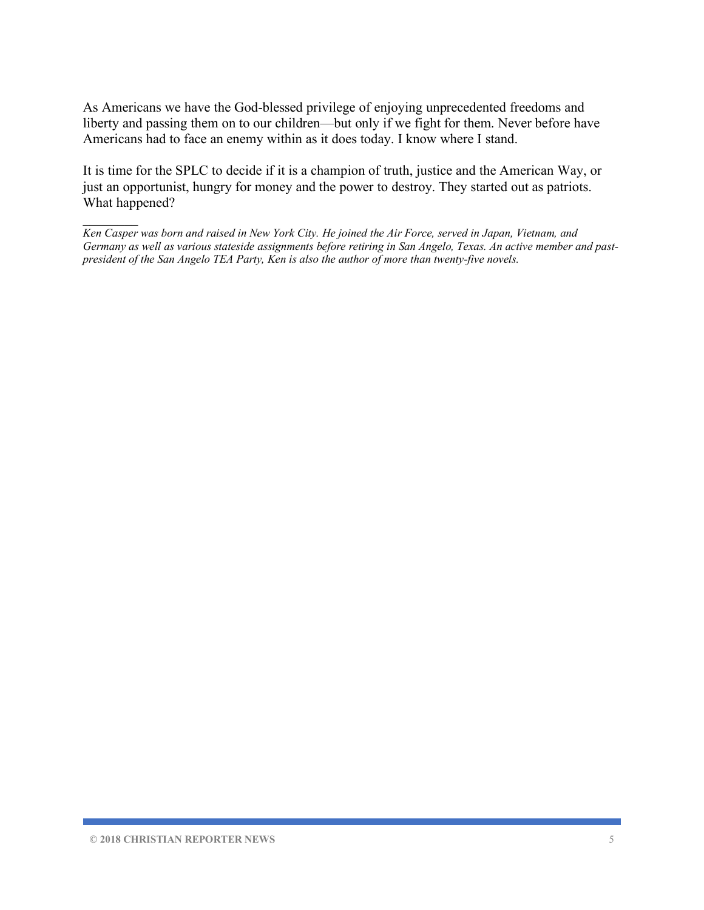As Americans we have the God-blessed privilege of enjoying unprecedented freedoms and liberty and passing them on to our children—but only if we fight for them. Never before have Americans had to face an enemy within as it does today. I know where I stand.

It is time for the SPLC to decide if it is a champion of truth, justice and the American Way, or just an opportunist, hungry for money and the power to destroy. They started out as patriots. What happened?

---

*Ken Casper was born and raised in New York City. He joined the Air Force, served in Japan, Vietnam, and Germany as well as various stateside assignments before retiring in San Angelo, Texas. An active member and past-president of the San Angelo TEA Party, Ken is also the author of more than twenty-five novels.*